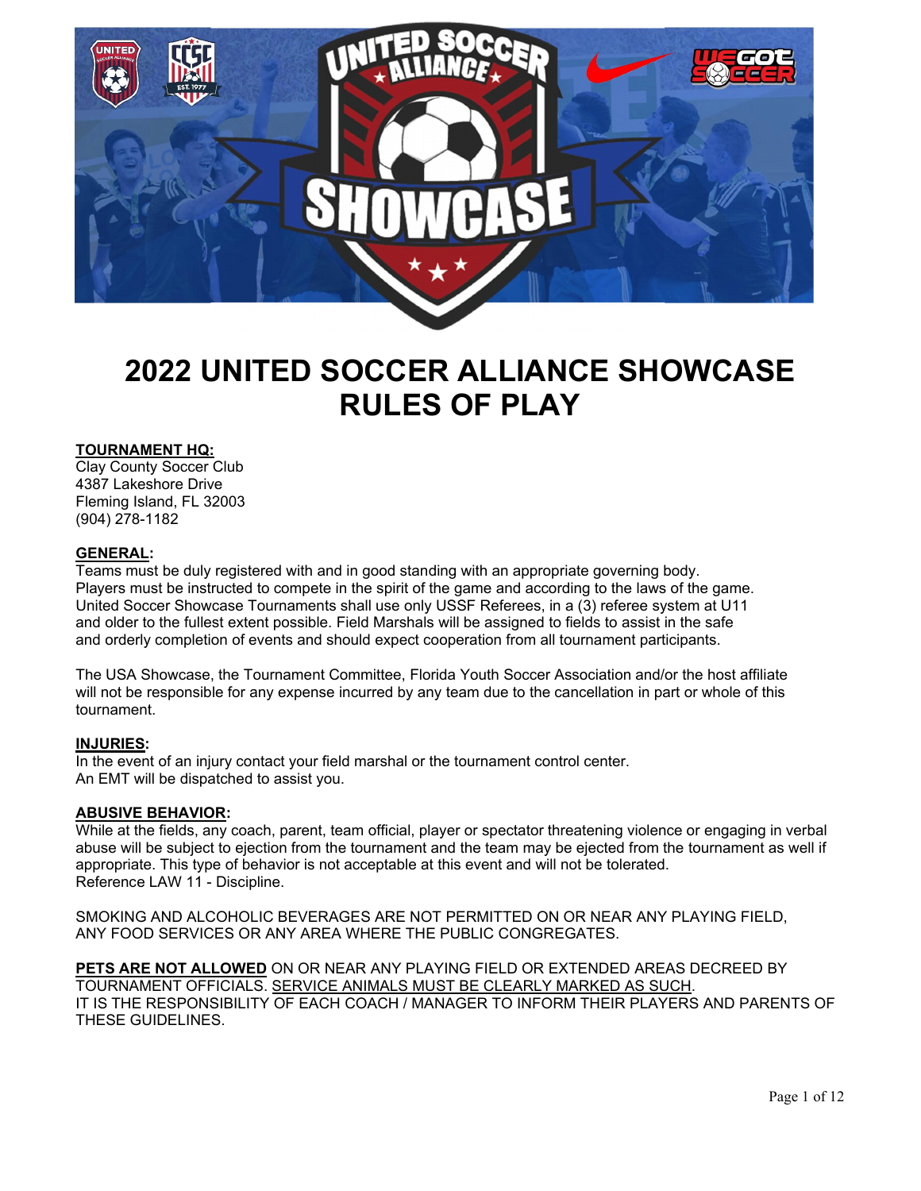# 2022 UNITED SOCCER ALLIANCE SHOWCASE RULES OF PLAY

**TOURNAMENT HQ:**
Clay County Soccer Club
4387 Lakeshore Drive
Fleming Island, FL 32003
(904) 278-1182

**GENERAL:**
Teams must be duly registered with and in good standing with an appropriate governing body. Players must be instructed to compete in the spirit of the game and according to the laws of the game. United Soccer Showcase Tournaments shall use only USSF Referees, in a (3) referee system at U11 and older to the fullest extent possible. Field Marshals will be assigned to fields to assist in the safe and orderly completion of events and should expect cooperation from all tournament participants.

The USA Showcase, the Tournament Committee, Florida Youth Soccer Association and/or the host affiliate will not be responsible for any expense incurred by any team due to the cancellation in part or whole of this tournament.

**INJURIES:**
In the event of an injury contact your field marshal or the tournament control center.
An EMT will be dispatched to assist you.

**ABUSIVE BEHAVIOR:**
While at the fields, any coach, parent, team official, player or spectator threatening violence or engaging in verbal abuse will be subject to ejection from the tournament and the team may be ejected from the tournament as well if appropriate. This type of behavior is not acceptable at this event and will not be tolerated.
Reference LAW 11 - Discipline.

SMOKING AND ALCOHOLIC BEVERAGES ARE NOT PERMITTED ON OR NEAR ANY PLAYING FIELD, ANY FOOD SERVICES OR ANY AREA WHERE THE PUBLIC CONGREGATES.

**PETS ARE NOT ALLOWED** ON OR NEAR ANY PLAYING FIELD OR EXTENDED AREAS DECREED BY TOURNAMENT OFFICIALS. SERVICE ANIMALS MUST BE CLEARLY MARKED AS SUCH.
IT IS THE RESPONSIBILITY OF EACH COACH / MANAGER TO INFORM THEIR PLAYERS AND PARENTS OF THESE GUIDELINES.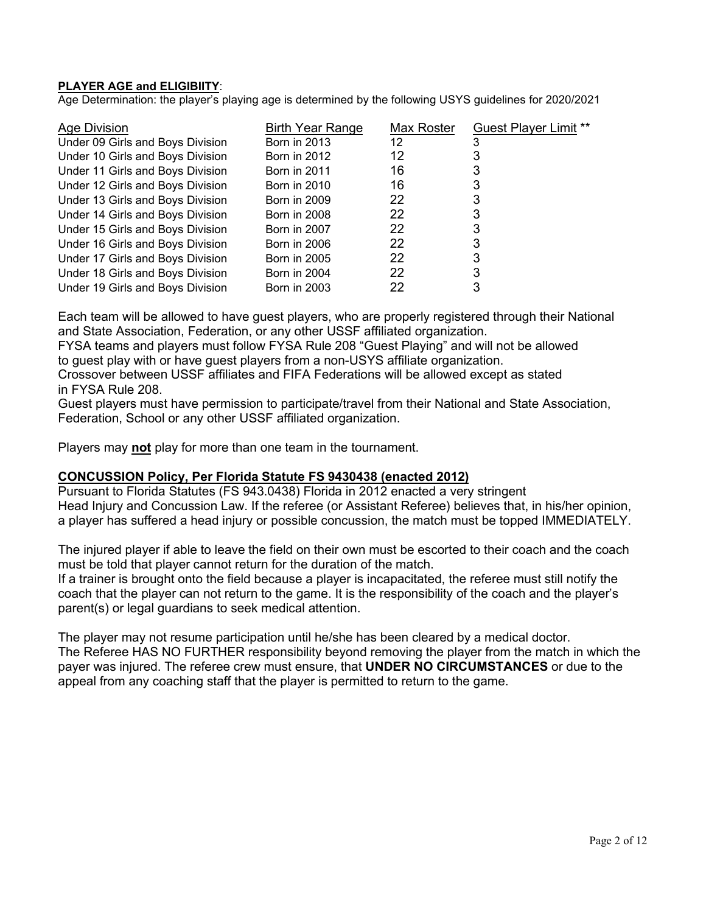**PLAYER AGE and ELIGIBIITY**:

Age Determination: the player's playing age is determined by the following USYS guidelines for 2020/2021

| Age Division | Birth Year Range | Max Roster | Guest Player Limit ** |
|---|---|---|---|
| Under 09 Girls and Boys Division | Born in 2013 | 12 | 3 |
| Under 10 Girls and Boys Division | Born in 2012 | 12 | 3 |
| Under 11 Girls and Boys Division | Born in 2011 | 16 | 3 |
| Under 12 Girls and Boys Division | Born in 2010 | 16 | 3 |
| Under 13 Girls and Boys Division | Born in 2009 | 22 | 3 |
| Under 14 Girls and Boys Division | Born in 2008 | 22 | 3 |
| Under 15 Girls and Boys Division | Born in 2007 | 22 | 3 |
| Under 16 Girls and Boys Division | Born in 2006 | 22 | 3 |
| Under 17 Girls and Boys Division | Born in 2005 | 22 | 3 |
| Under 18 Girls and Boys Division | Born in 2004 | 22 | 3 |
| Under 19 Girls and Boys Division | Born in 2003 | 22 | 3 |

Each team will be allowed to have guest players, who are properly registered through their National and State Association, Federation, or any other USSF affiliated organization.
FYSA teams and players must follow FYSA Rule 208 "Guest Playing" and will not be allowed to guest play with or have guest players from a non-USYS affiliate organization.
Crossover between USSF affiliates and FIFA Federations will be allowed except as stated in FYSA Rule 208.
Guest players must have permission to participate/travel from their National and State Association, Federation, School or any other USSF affiliated organization.

Players may **not** play for more than one team in the tournament.

**CONCUSSION Policy, Per Florida Statute FS 9430438 (enacted 2012)**

Pursuant to Florida Statutes (FS 943.0438) Florida in 2012 enacted a very stringent Head Injury and Concussion Law. If the referee (or Assistant Referee) believes that, in his/her opinion, a player has suffered a head injury or possible concussion, the match must be topped IMMEDIATELY.

The injured player if able to leave the field on their own must be escorted to their coach and the coach must be told that player cannot return for the duration of the match.
If a trainer is brought onto the field because a player is incapacitated, the referee must still notify the coach that the player can not return to the game. It is the responsibility of the coach and the player's parent(s) or legal guardians to seek medical attention.

The player may not resume participation until he/she has been cleared by a medical doctor.
The Referee HAS NO FURTHER responsibility beyond removing the player from the match in which the payer was injured. The referee crew must ensure, that **UNDER NO CIRCUMSTANCES** or due to the appeal from any coaching staff that the player is permitted to return to the game.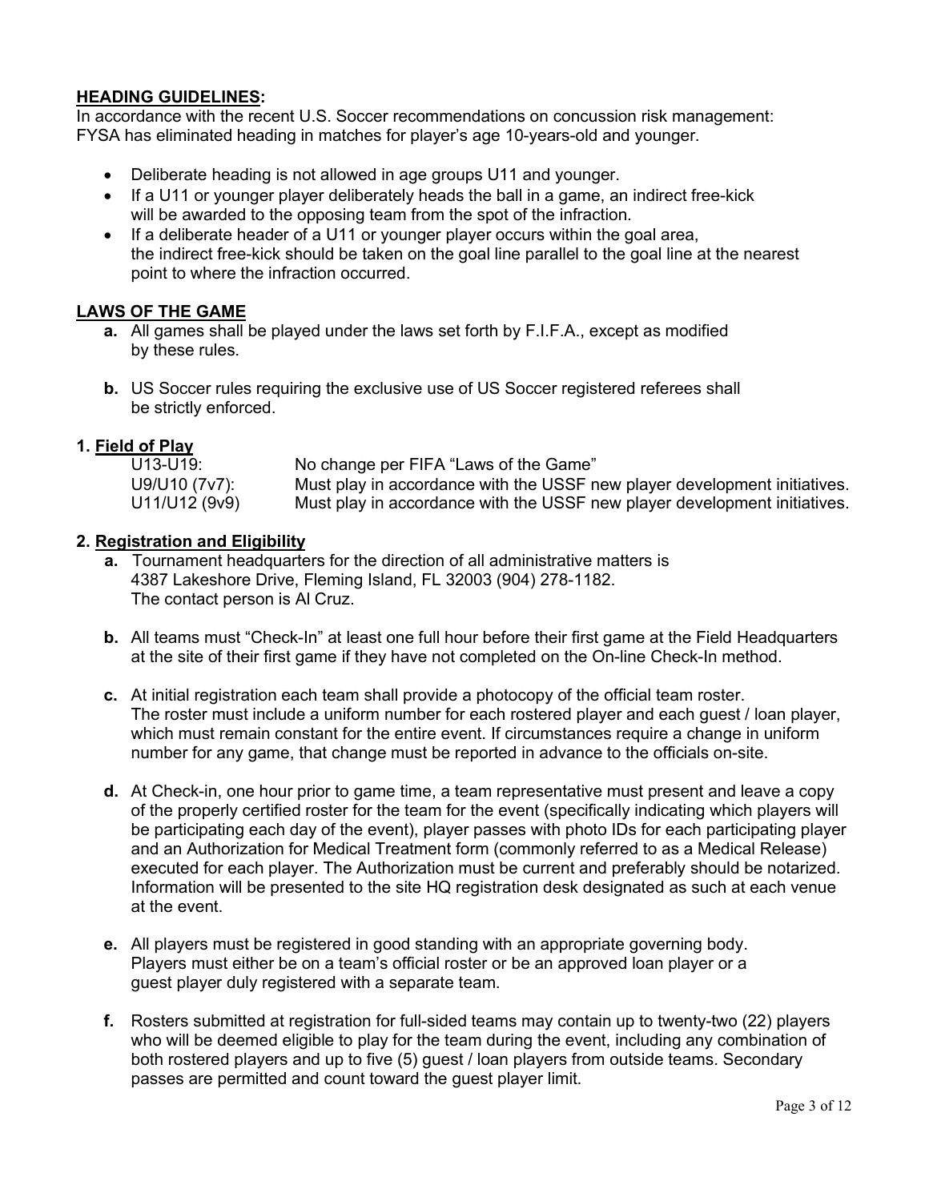**HEADING GUIDELINES:**

In accordance with the recent U.S. Soccer recommendations on concussion risk management: FYSA has eliminated heading in matches for player's age 10-years-old and younger.

- Deliberate heading is not allowed in age groups U11 and younger.
- If a U11 or younger player deliberately heads the ball in a game, an indirect free-kick will be awarded to the opposing team from the spot of the infraction.
- If a deliberate header of a U11 or younger player occurs within the goal area, the indirect free-kick should be taken on the goal line parallel to the goal line at the nearest point to where the infraction occurred.

**LAWS OF THE GAME**

- **a.** All games shall be played under the laws set forth by F.I.F.A., except as modified by these rules.
- **b.** US Soccer rules requiring the exclusive use of US Soccer registered referees shall be strictly enforced.

**1. Field of Play**

| | |
|---|---|
| U13-U19: | No change per FIFA "Laws of the Game" |
| U9/U10 (7v7): | Must play in accordance with the USSF new player development initiatives. |
| U11/U12 (9v9) | Must play in accordance with the USSF new player development initiatives. |

**2. Registration and Eligibility**

- **a.** Tournament headquarters for the direction of all administrative matters is 4387 Lakeshore Drive, Fleming Island, FL 32003 (904) 278-1182. The contact person is Al Cruz.
- **b.** All teams must "Check-In" at least one full hour before their first game at the Field Headquarters at the site of their first game if they have not completed on the On-line Check-In method.
- **c.** At initial registration each team shall provide a photocopy of the official team roster. The roster must include a uniform number for each rostered player and each guest / loan player, which must remain constant for the entire event. If circumstances require a change in uniform number for any game, that change must be reported in advance to the officials on-site.
- **d.** At Check-in, one hour prior to game time, a team representative must present and leave a copy of the properly certified roster for the team for the event (specifically indicating which players will be participating each day of the event), player passes with photo IDs for each participating player and an Authorization for Medical Treatment form (commonly referred to as a Medical Release) executed for each player. The Authorization must be current and preferably should be notarized. Information will be presented to the site HQ registration desk designated as such at each venue at the event.
- **e.** All players must be registered in good standing with an appropriate governing body. Players must either be on a team's official roster or be an approved loan player or a guest player duly registered with a separate team.
- **f.** Rosters submitted at registration for full-sided teams may contain up to twenty-two (22) players who will be deemed eligible to play for the team during the event, including any combination of both rostered players and up to five (5) guest / loan players from outside teams. Secondary passes are permitted and count toward the guest player limit.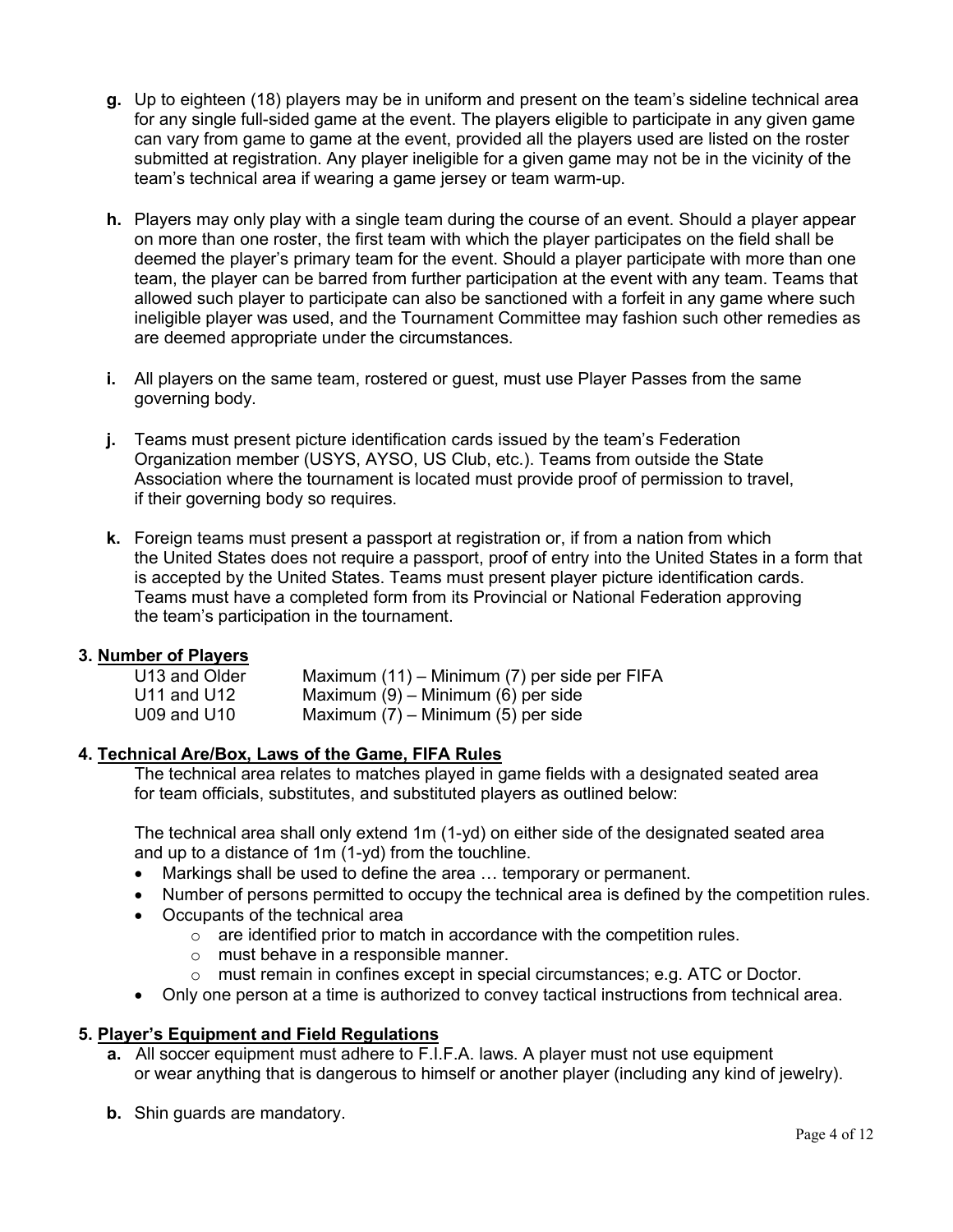**g.** Up to eighteen (18) players may be in uniform and present on the team's sideline technical area for any single full-sided game at the event. The players eligible to participate in any given game can vary from game to game at the event, provided all the players used are listed on the roster submitted at registration. Any player ineligible for a given game may not be in the vicinity of the team's technical area if wearing a game jersey or team warm-up.

**h.** Players may only play with a single team during the course of an event. Should a player appear on more than one roster, the first team with which the player participates on the field shall be deemed the player's primary team for the event. Should a player participate with more than one team, the player can be barred from further participation at the event with any team. Teams that allowed such player to participate can also be sanctioned with a forfeit in any game where such ineligible player was used, and the Tournament Committee may fashion such other remedies as are deemed appropriate under the circumstances.

**i.** All players on the same team, rostered or guest, must use Player Passes from the same governing body.

**j.** Teams must present picture identification cards issued by the team's Federation Organization member (USYS, AYSO, US Club, etc.). Teams from outside the State Association where the tournament is located must provide proof of permission to travel, if their governing body so requires.

**k.** Foreign teams must present a passport at registration or, if from a nation from which the United States does not require a passport, proof of entry into the United States in a form that is accepted by the United States. Teams must present player picture identification cards. Teams must have a completed form from its Provincial or National Federation approving the team's participation in the tournament.

### 3. Number of Players

| | |
|---|---|
| U13 and Older | Maximum (11) – Minimum (7) per side per FIFA |
| U11 and U12 | Maximum (9) – Minimum (6) per side |
| U09 and U10 | Maximum (7) – Minimum (5) per side |

### 4. Technical Are/Box, Laws of the Game, FIFA Rules

The technical area relates to matches played in game fields with a designated seated area for team officials, substitutes, and substituted players as outlined below:

The technical area shall only extend 1m (1-yd) on either side of the designated seated area and up to a distance of 1m (1-yd) from the touchline.

- Markings shall be used to define the area … temporary or permanent.
- Number of persons permitted to occupy the technical area is defined by the competition rules.
- Occupants of the technical area
  - are identified prior to match in accordance with the competition rules.
  - must behave in a responsible manner.
  - must remain in confines except in special circumstances; e.g. ATC or Doctor.
- Only one person at a time is authorized to convey tactical instructions from technical area.

### 5. Player's Equipment and Field Regulations

**a.** All soccer equipment must adhere to F.I.F.A. laws. A player must not use equipment or wear anything that is dangerous to himself or another player (including any kind of jewelry).

**b.** Shin guards are mandatory.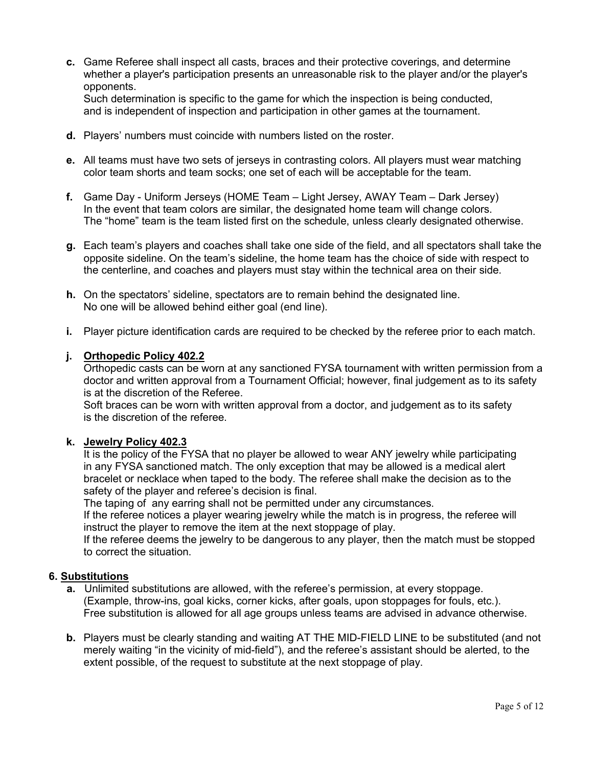**c.** Game Referee shall inspect all casts, braces and their protective coverings, and determine whether a player's participation presents an unreasonable risk to the player and/or the player's opponents.
Such determination is specific to the game for which the inspection is being conducted, and is independent of inspection and participation in other games at the tournament.

**d.** Players' numbers must coincide with numbers listed on the roster.

**e.** All teams must have two sets of jerseys in contrasting colors. All players must wear matching color team shorts and team socks; one set of each will be acceptable for the team.

**f.** Game Day - Uniform Jerseys (HOME Team – Light Jersey, AWAY Team – Dark Jersey)
In the event that team colors are similar, the designated home team will change colors.
The "home" team is the team listed first on the schedule, unless clearly designated otherwise.

**g.** Each team's players and coaches shall take one side of the field, and all spectators shall take the opposite sideline. On the team's sideline, the home team has the choice of side with respect to the centerline, and coaches and players must stay within the technical area on their side.

**h.** On the spectators' sideline, spectators are to remain behind the designated line.
No one will be allowed behind either goal (end line).

**i.** Player picture identification cards are required to be checked by the referee prior to each match.

**j. <u>Orthopedic Policy 402.2</u>**

Orthopedic casts can be worn at any sanctioned FYSA tournament with written permission from a doctor and written approval from a Tournament Official; however, final judgement as to its safety is at the discretion of the Referee.
Soft braces can be worn with written approval from a doctor, and judgement as to its safety is the discretion of the referee.

**k. <u>Jewelry Policy 402.3</u>**

It is the policy of the FYSA that no player be allowed to wear ANY jewelry while participating in any FYSA sanctioned match. The only exception that may be allowed is a medical alert bracelet or necklace when taped to the body. The referee shall make the decision as to the safety of the player and referee's decision is final.
The taping of any earring shall not be permitted under any circumstances.
If the referee notices a player wearing jewelry while the match is in progress, the referee will instruct the player to remove the item at the next stoppage of play.
If the referee deems the jewelry to be dangerous to any player, then the match must be stopped to correct the situation.

## 6. <u>Substitutions</u>

**a.** Unlimited substitutions are allowed, with the referee's permission, at every stoppage.
(Example, throw-ins, goal kicks, corner kicks, after goals, upon stoppages for fouls, etc.).
Free substitution is allowed for all age groups unless teams are advised in advance otherwise.

**b.** Players must be clearly standing and waiting AT THE MID-FIELD LINE to be substituted (and not merely waiting "in the vicinity of mid-field"), and the referee's assistant should be alerted, to the extent possible, of the request to substitute at the next stoppage of play.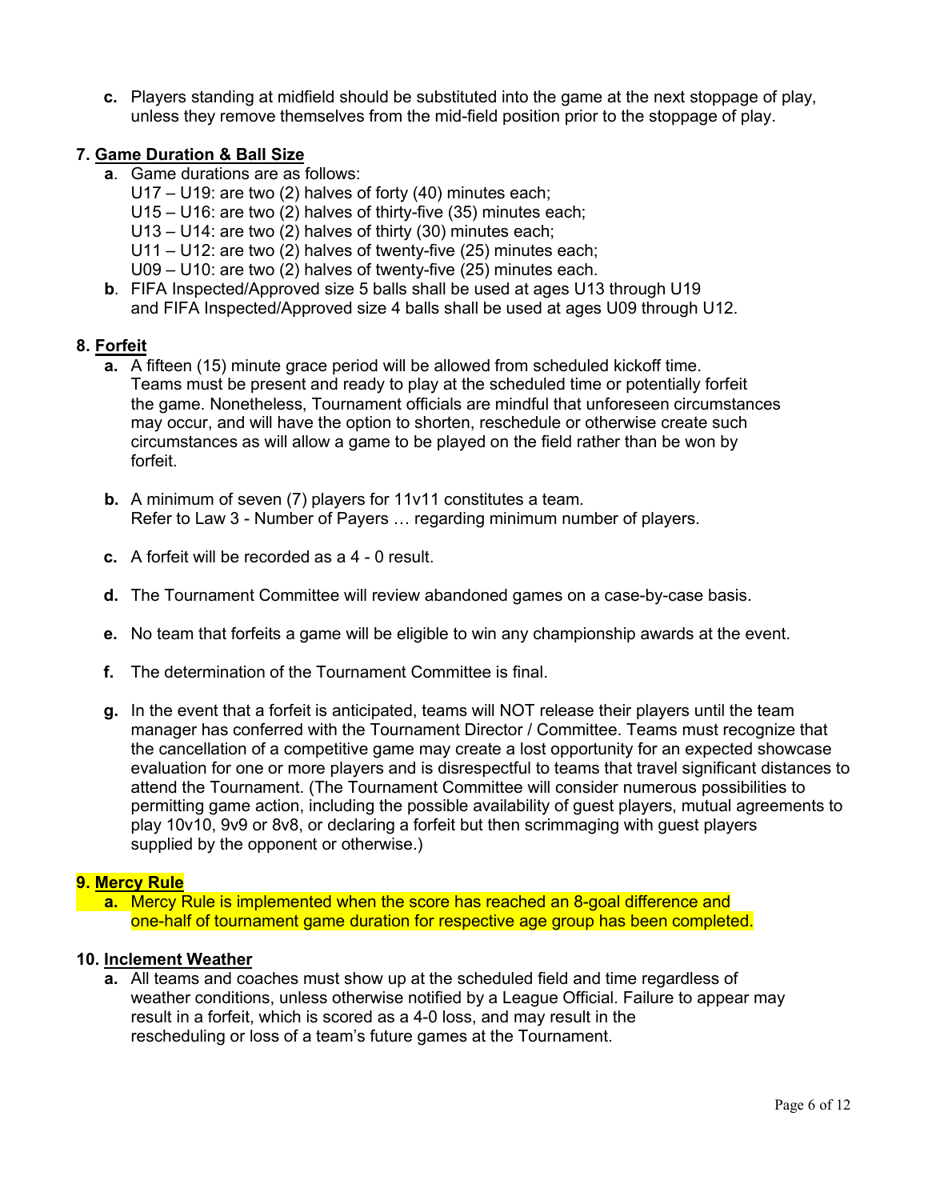c. Players standing at midfield should be substituted into the game at the next stoppage of play, unless they remove themselves from the mid-field position prior to the stoppage of play.

## 7. Game Duration & Ball Size

a. Game durations are as follows:
U17 – U19: are two (2) halves of forty (40) minutes each;
U15 – U16: are two (2) halves of thirty-five (35) minutes each;
U13 – U14: are two (2) halves of thirty (30) minutes each;
U11 – U12: are two (2) halves of twenty-five (25) minutes each;
U09 – U10: are two (2) halves of twenty-five (25) minutes each.

b. FIFA Inspected/Approved size 5 balls shall be used at ages U13 through U19 and FIFA Inspected/Approved size 4 balls shall be used at ages U09 through U12.

## 8. Forfeit

a. A fifteen (15) minute grace period will be allowed from scheduled kickoff time. Teams must be present and ready to play at the scheduled time or potentially forfeit the game. Nonetheless, Tournament officials are mindful that unforeseen circumstances may occur, and will have the option to shorten, reschedule or otherwise create such circumstances as will allow a game to be played on the field rather than be won by forfeit.

b. A minimum of seven (7) players for 11v11 constitutes a team.
Refer to Law 3 - Number of Payers … regarding minimum number of players.

c. A forfeit will be recorded as a 4 - 0 result.

d. The Tournament Committee will review abandoned games on a case-by-case basis.

e. No team that forfeits a game will be eligible to win any championship awards at the event.

f. The determination of the Tournament Committee is final.

g. In the event that a forfeit is anticipated, teams will NOT release their players until the team manager has conferred with the Tournament Director / Committee. Teams must recognize that the cancellation of a competitive game may create a lost opportunity for an expected showcase evaluation for one or more players and is disrespectful to teams that travel significant distances to attend the Tournament. (The Tournament Committee will consider numerous possibilities to permitting game action, including the possible availability of guest players, mutual agreements to play 10v10, 9v9 or 8v8, or declaring a forfeit but then scrimmaging with guest players supplied by the opponent or otherwise.)

## 9. Mercy Rule

a. Mercy Rule is implemented when the score has reached an 8-goal difference and one-half of tournament game duration for respective age group has been completed.

## 10. Inclement Weather

a. All teams and coaches must show up at the scheduled field and time regardless of weather conditions, unless otherwise notified by a League Official. Failure to appear may result in a forfeit, which is scored as a 4-0 loss, and may result in the rescheduling or loss of a team's future games at the Tournament.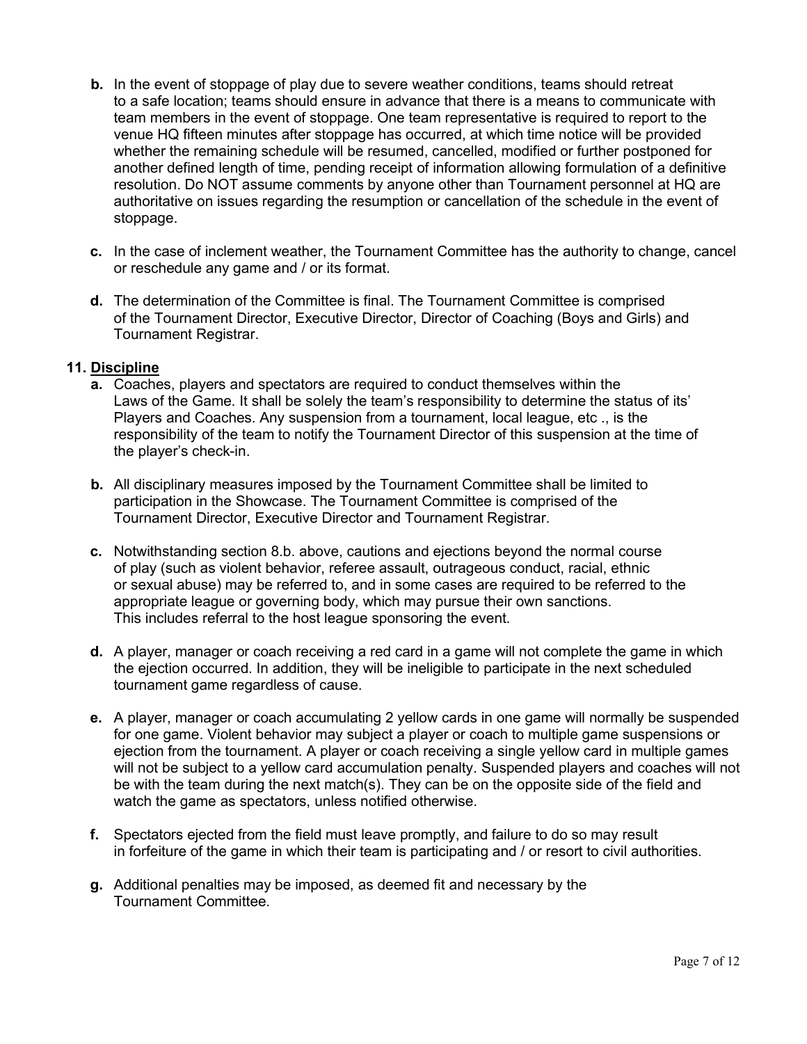**b.** In the event of stoppage of play due to severe weather conditions, teams should retreat to a safe location; teams should ensure in advance that there is a means to communicate with team members in the event of stoppage. One team representative is required to report to the venue HQ fifteen minutes after stoppage has occurred, at which time notice will be provided whether the remaining schedule will be resumed, cancelled, modified or further postponed for another defined length of time, pending receipt of information allowing formulation of a definitive resolution. Do NOT assume comments by anyone other than Tournament personnel at HQ are authoritative on issues regarding the resumption or cancellation of the schedule in the event of stoppage.

**c.** In the case of inclement weather, the Tournament Committee has the authority to change, cancel or reschedule any game and / or its format.

**d.** The determination of the Committee is final. The Tournament Committee is comprised of the Tournament Director, Executive Director, Director of Coaching (Boys and Girls) and Tournament Registrar.

## 11. Discipline

**a.** Coaches, players and spectators are required to conduct themselves within the Laws of the Game. It shall be solely the team's responsibility to determine the status of its' Players and Coaches. Any suspension from a tournament, local league, etc ., is the responsibility of the team to notify the Tournament Director of this suspension at the time of the player's check-in.

**b.** All disciplinary measures imposed by the Tournament Committee shall be limited to participation in the Showcase. The Tournament Committee is comprised of the Tournament Director, Executive Director and Tournament Registrar.

**c.** Notwithstanding section 8.b. above, cautions and ejections beyond the normal course of play (such as violent behavior, referee assault, outrageous conduct, racial, ethnic or sexual abuse) may be referred to, and in some cases are required to be referred to the appropriate league or governing body, which may pursue their own sanctions. This includes referral to the host league sponsoring the event.

**d.** A player, manager or coach receiving a red card in a game will not complete the game in which the ejection occurred. In addition, they will be ineligible to participate in the next scheduled tournament game regardless of cause.

**e.** A player, manager or coach accumulating 2 yellow cards in one game will normally be suspended for one game. Violent behavior may subject a player or coach to multiple game suspensions or ejection from the tournament. A player or coach receiving a single yellow card in multiple games will not be subject to a yellow card accumulation penalty. Suspended players and coaches will not be with the team during the next match(s). They can be on the opposite side of the field and watch the game as spectators, unless notified otherwise.

**f.** Spectators ejected from the field must leave promptly, and failure to do so may result in forfeiture of the game in which their team is participating and / or resort to civil authorities.

**g.** Additional penalties may be imposed, as deemed fit and necessary by the Tournament Committee.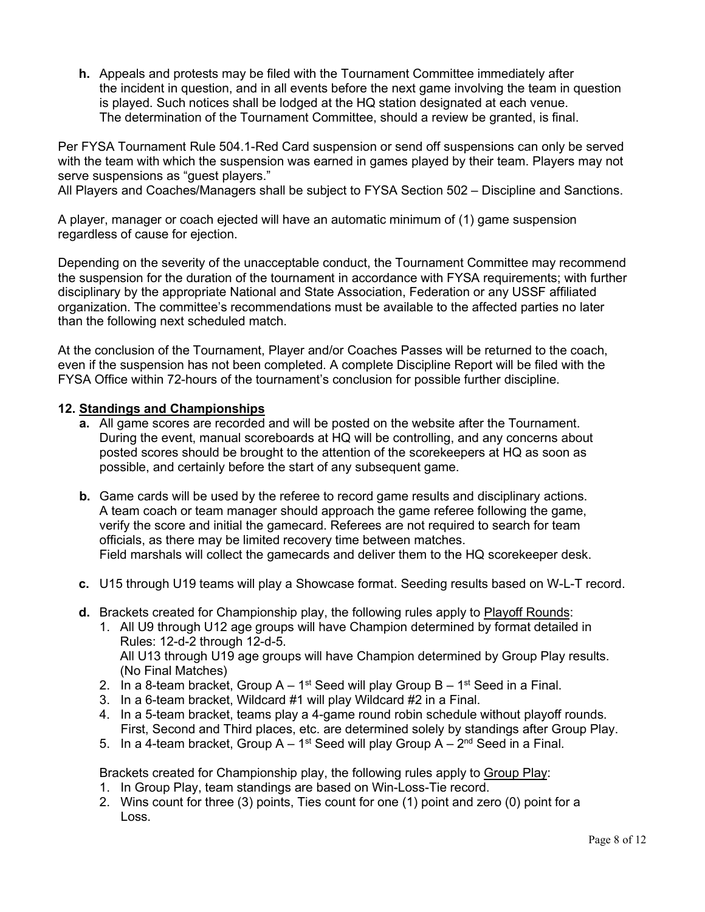**h.** Appeals and protests may be filed with the Tournament Committee immediately after the incident in question, and in all events before the next game involving the team in question is played. Such notices shall be lodged at the HQ station designated at each venue. The determination of the Tournament Committee, should a review be granted, is final.

Per FYSA Tournament Rule 504.1-Red Card suspension or send off suspensions can only be served with the team with which the suspension was earned in games played by their team. Players may not serve suspensions as "guest players."
All Players and Coaches/Managers shall be subject to FYSA Section 502 – Discipline and Sanctions.

A player, manager or coach ejected will have an automatic minimum of (1) game suspension regardless of cause for ejection.

Depending on the severity of the unacceptable conduct, the Tournament Committee may recommend the suspension for the duration of the tournament in accordance with FYSA requirements; with further disciplinary by the appropriate National and State Association, Federation or any USSF affiliated organization. The committee's recommendations must be available to the affected parties no later than the following next scheduled match.

At the conclusion of the Tournament, Player and/or Coaches Passes will be returned to the coach, even if the suspension has not been completed. A complete Discipline Report will be filed with the FYSA Office within 72-hours of the tournament's conclusion for possible further discipline.

## 12. Standings and Championships

**a.** All game scores are recorded and will be posted on the website after the Tournament. During the event, manual scoreboards at HQ will be controlling, and any concerns about posted scores should be brought to the attention of the scorekeepers at HQ as soon as possible, and certainly before the start of any subsequent game.

**b.** Game cards will be used by the referee to record game results and disciplinary actions. A team coach or team manager should approach the game referee following the game, verify the score and initial the gamecard. Referees are not required to search for team officials, as there may be limited recovery time between matches.
Field marshals will collect the gamecards and deliver them to the HQ scorekeeper desk.

**c.** U15 through U19 teams will play a Showcase format. Seeding results based on W-L-T record.

**d.** Brackets created for Championship play, the following rules apply to Playoff Rounds:

1. All U9 through U12 age groups will have Champion determined by format detailed in Rules: 12-d-2 through 12-d-5.
   All U13 through U19 age groups will have Champion determined by Group Play results. (No Final Matches)
2. In a 8-team bracket, Group A – 1st Seed will play Group B – 1st Seed in a Final.
3. In a 6-team bracket, Wildcard #1 will play Wildcard #2 in a Final.
4. In a 5-team bracket, teams play a 4-game round robin schedule without playoff rounds. First, Second and Third places, etc. are determined solely by standings after Group Play.
5. In a 4-team bracket, Group A – 1st Seed will play Group A – 2nd Seed in a Final.

Brackets created for Championship play, the following rules apply to Group Play:

1. In Group Play, team standings are based on Win-Loss-Tie record.
2. Wins count for three (3) points, Ties count for one (1) point and zero (0) point for a Loss.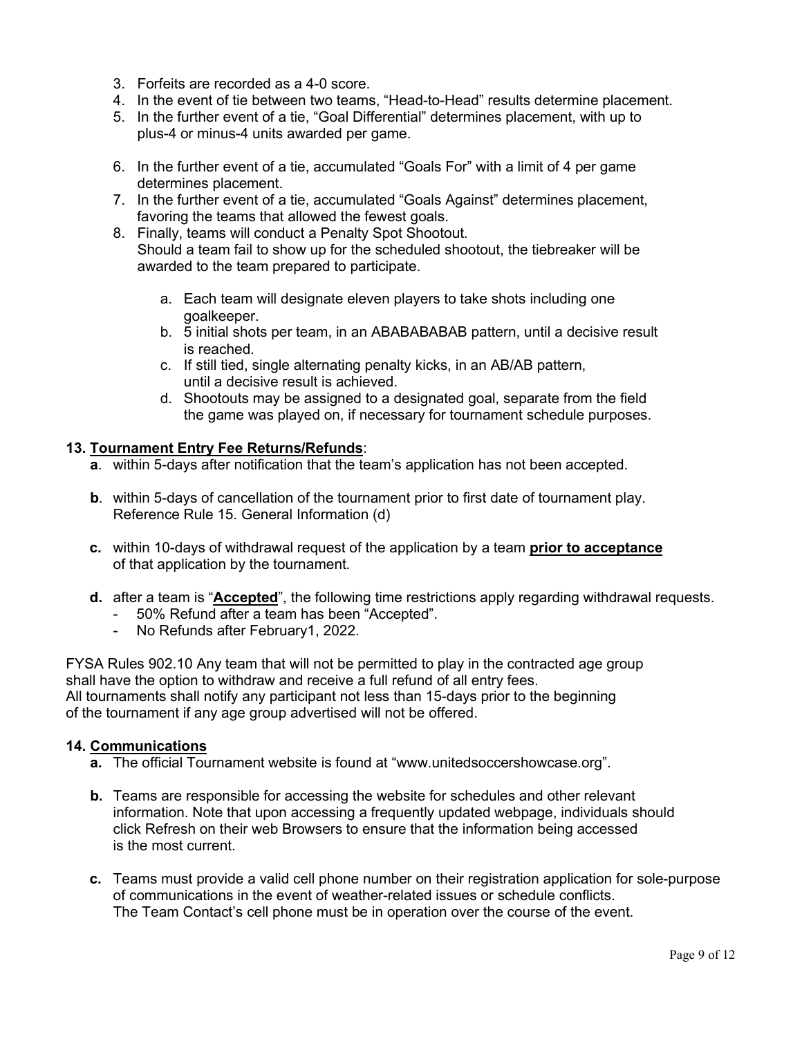3. Forfeits are recorded as a 4-0 score.
4. In the event of tie between two teams, “Head-to-Head” results determine placement.
5. In the further event of a tie, “Goal Differential” determines placement, with up to plus-4 or minus-4 units awarded per game.
6. In the further event of a tie, accumulated “Goals For” with a limit of 4 per game determines placement.
7. In the further event of a tie, accumulated “Goals Against” determines placement, favoring the teams that allowed the fewest goals.
8. Finally, teams will conduct a Penalty Spot Shootout.
   Should a team fail to show up for the scheduled shootout, the tiebreaker will be awarded to the team prepared to participate.

   a. Each team will designate eleven players to take shots including one goalkeeper.
   b. 5 initial shots per team, in an ABABABABAB pattern, until a decisive result is reached.
   c. If still tied, single alternating penalty kicks, in an AB/AB pattern, until a decisive result is achieved.
   d. Shootouts may be assigned to a designated goal, separate from the field the game was played on, if necessary for tournament schedule purposes.

**13. <u>Tournament Entry Fee Returns/Refunds</u>**:

**a**. within 5-days after notification that the team’s application has not been accepted.

**b**. within 5-days of cancellation of the tournament prior to first date of tournament play. Reference Rule 15. General Information (d)

**c.** within 10-days of withdrawal request of the application by a team **<u>prior to acceptance</u>** of that application by the tournament.

**d.** after a team is “**<u>Accepted</u>**”, the following time restrictions apply regarding withdrawal requests.
- 50% Refund after a team has been “Accepted”.
- No Refunds after February1, 2022.

FYSA Rules 902.10 Any team that will not be permitted to play in the contracted age group shall have the option to withdraw and receive a full refund of all entry fees.
All tournaments shall notify any participant not less than 15-days prior to the beginning of the tournament if any age group advertised will not be offered.

**14. <u>Communications</u>**

**a.** The official Tournament website is found at “www.unitedsoccershowcase.org”.

**b.** Teams are responsible for accessing the website for schedules and other relevant information. Note that upon accessing a frequently updated webpage, individuals should click Refresh on their web Browsers to ensure that the information being accessed is the most current.

**c.** Teams must provide a valid cell phone number on their registration application for sole-purpose of communications in the event of weather-related issues or schedule conflicts.
The Team Contact’s cell phone must be in operation over the course of the event.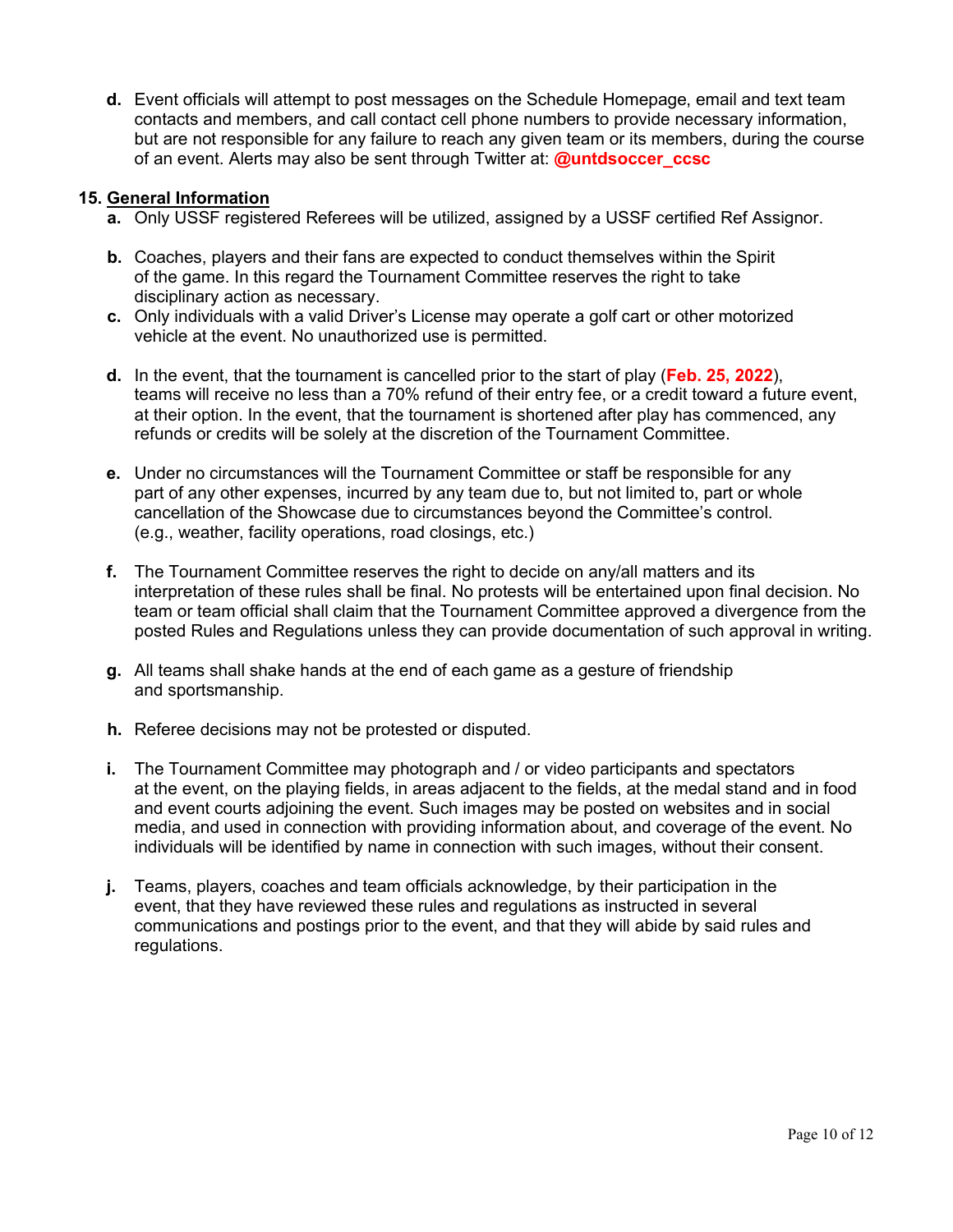d. Event officials will attempt to post messages on the Schedule Homepage, email and text team contacts and members, and call contact cell phone numbers to provide necessary information, but are not responsible for any failure to reach any given team or its members, during the course of an event. Alerts may also be sent through Twitter at: **@untdsoccer_ccsc**

**15. General Information**

a. Only USSF registered Referees will be utilized, assigned by a USSF certified Ref Assignor.

b. Coaches, players and their fans are expected to conduct themselves within the Spirit of the game. In this regard the Tournament Committee reserves the right to take disciplinary action as necessary.

c. Only individuals with a valid Driver's License may operate a golf cart or other motorized vehicle at the event. No unauthorized use is permitted.

d. In the event, that the tournament is cancelled prior to the start of play (**Feb. 25, 2022**), teams will receive no less than a 70% refund of their entry fee, or a credit toward a future event, at their option. In the event, that the tournament is shortened after play has commenced, any refunds or credits will be solely at the discretion of the Tournament Committee.

e. Under no circumstances will the Tournament Committee or staff be responsible for any part of any other expenses, incurred by any team due to, but not limited to, part or whole cancellation of the Showcase due to circumstances beyond the Committee's control. (e.g., weather, facility operations, road closings, etc.)

f. The Tournament Committee reserves the right to decide on any/all matters and its interpretation of these rules shall be final. No protests will be entertained upon final decision. No team or team official shall claim that the Tournament Committee approved a divergence from the posted Rules and Regulations unless they can provide documentation of such approval in writing.

g. All teams shall shake hands at the end of each game as a gesture of friendship and sportsmanship.

h. Referee decisions may not be protested or disputed.

i. The Tournament Committee may photograph and / or video participants and spectators at the event, on the playing fields, in areas adjacent to the fields, at the medal stand and in food and event courts adjoining the event. Such images may be posted on websites and in social media, and used in connection with providing information about, and coverage of the event. No individuals will be identified by name in connection with such images, without their consent.

j. Teams, players, coaches and team officials acknowledge, by their participation in the event, that they have reviewed these rules and regulations as instructed in several communications and postings prior to the event, and that they will abide by said rules and regulations.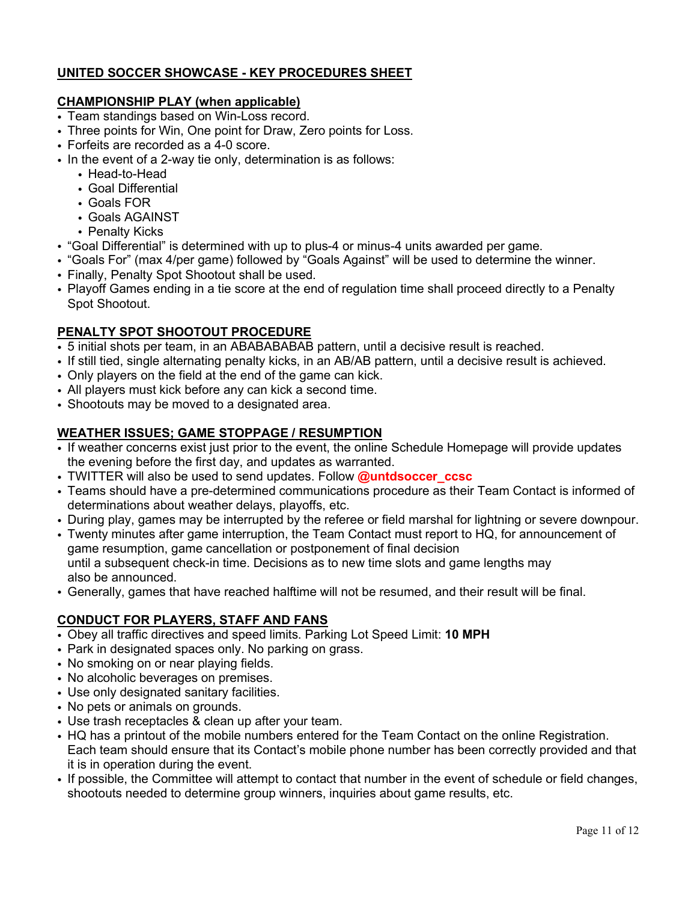## UNITED SOCCER SHOWCASE - KEY PROCEDURES SHEET

### CHAMPIONSHIP PLAY (when applicable)

- Team standings based on Win-Loss record.
- Three points for Win, One point for Draw, Zero points for Loss.
- Forfeits are recorded as a 4-0 score.
- In the event of a 2-way tie only, determination is as follows:
  - Head-to-Head
  - Goal Differential
  - Goals FOR
  - Goals AGAINST
  - Penalty Kicks
- "Goal Differential" is determined with up to plus-4 or minus-4 units awarded per game.
- "Goals For" (max 4/per game) followed by "Goals Against" will be used to determine the winner.
- Finally, Penalty Spot Shootout shall be used.
- Playoff Games ending in a tie score at the end of regulation time shall proceed directly to a Penalty Spot Shootout.

### PENALTY SPOT SHOOTOUT PROCEDURE

- 5 initial shots per team, in an ABABABABAB pattern, until a decisive result is reached.
- If still tied, single alternating penalty kicks, in an AB/AB pattern, until a decisive result is achieved.
- Only players on the field at the end of the game can kick.
- All players must kick before any can kick a second time.
- Shootouts may be moved to a designated area.

### WEATHER ISSUES; GAME STOPPAGE / RESUMPTION

- If weather concerns exist just prior to the event, the online Schedule Homepage will provide updates the evening before the first day, and updates as warranted.
- TWITTER will also be used to send updates. Follow **@untdsoccer_ccsc**
- Teams should have a pre-determined communications procedure as their Team Contact is informed of determinations about weather delays, playoffs, etc.
- During play, games may be interrupted by the referee or field marshal for lightning or severe downpour.
- Twenty minutes after game interruption, the Team Contact must report to HQ, for announcement of game resumption, game cancellation or postponement of final decision until a subsequent check-in time. Decisions as to new time slots and game lengths may also be announced.
- Generally, games that have reached halftime will not be resumed, and their result will be final.

### CONDUCT FOR PLAYERS, STAFF AND FANS

- Obey all traffic directives and speed limits. Parking Lot Speed Limit: **10 MPH**
- Park in designated spaces only. No parking on grass.
- No smoking on or near playing fields.
- No alcoholic beverages on premises.
- Use only designated sanitary facilities.
- No pets or animals on grounds.
- Use trash receptacles & clean up after your team.
- HQ has a printout of the mobile numbers entered for the Team Contact on the online Registration. Each team should ensure that its Contact's mobile phone number has been correctly provided and that it is in operation during the event.
- If possible, the Committee will attempt to contact that number in the event of schedule or field changes, shootouts needed to determine group winners, inquiries about game results, etc.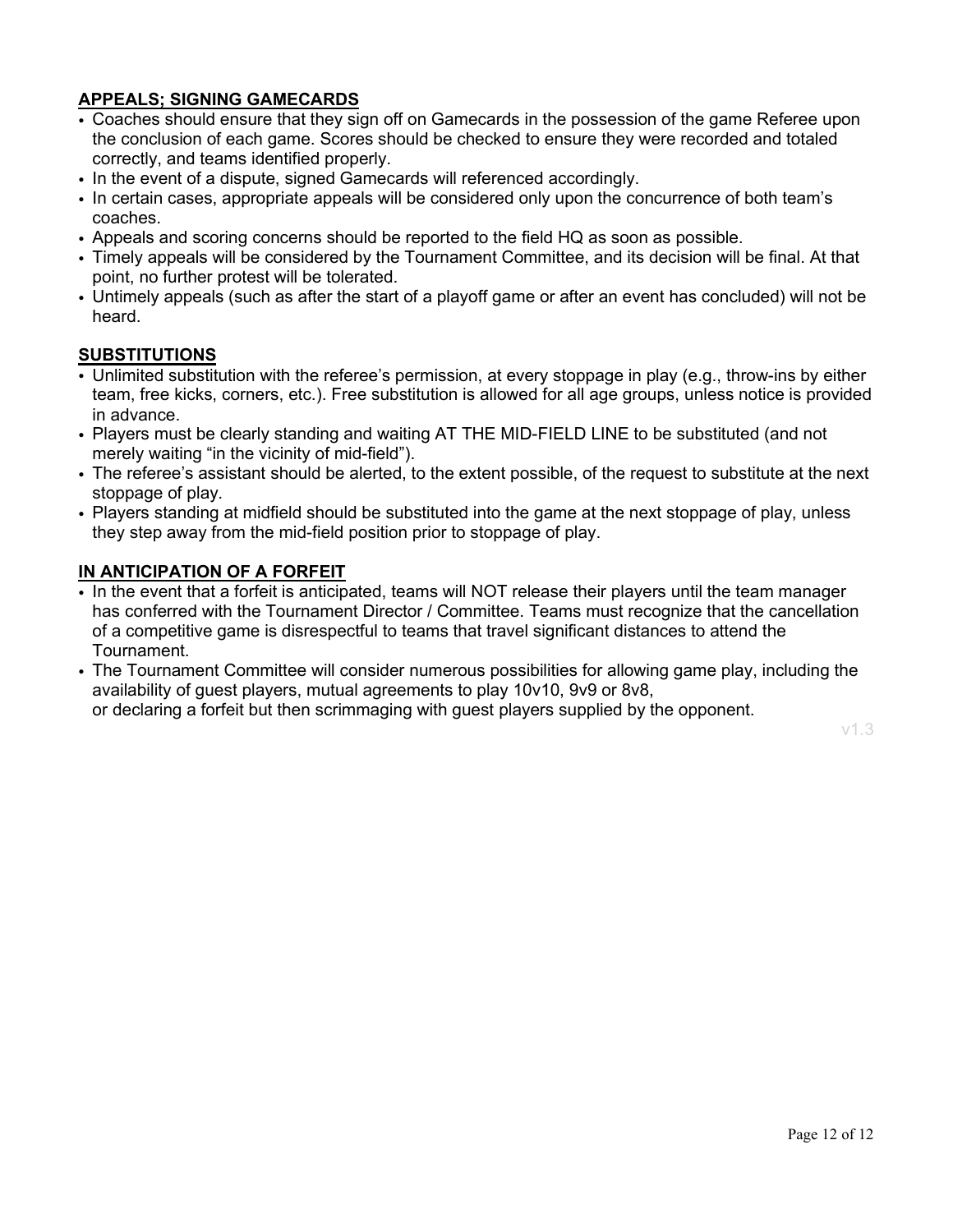## APPEALS; SIGNING GAMECARDS

- Coaches should ensure that they sign off on Gamecards in the possession of the game Referee upon the conclusion of each game. Scores should be checked to ensure they were recorded and totaled correctly, and teams identified properly.
- In the event of a dispute, signed Gamecards will referenced accordingly.
- In certain cases, appropriate appeals will be considered only upon the concurrence of both team's coaches.
- Appeals and scoring concerns should be reported to the field HQ as soon as possible.
- Timely appeals will be considered by the Tournament Committee, and its decision will be final. At that point, no further protest will be tolerated.
- Untimely appeals (such as after the start of a playoff game or after an event has concluded) will not be heard.

## SUBSTITUTIONS

- Unlimited substitution with the referee's permission, at every stoppage in play (e.g., throw-ins by either team, free kicks, corners, etc.). Free substitution is allowed for all age groups, unless notice is provided in advance.
- Players must be clearly standing and waiting AT THE MID-FIELD LINE to be substituted (and not merely waiting "in the vicinity of mid-field").
- The referee's assistant should be alerted, to the extent possible, of the request to substitute at the next stoppage of play.
- Players standing at midfield should be substituted into the game at the next stoppage of play, unless they step away from the mid-field position prior to stoppage of play.

## IN ANTICIPATION OF A FORFEIT

- In the event that a forfeit is anticipated, teams will NOT release their players until the team manager has conferred with the Tournament Director / Committee. Teams must recognize that the cancellation of a competitive game is disrespectful to teams that travel significant distances to attend the Tournament.
- The Tournament Committee will consider numerous possibilities for allowing game play, including the availability of guest players, mutual agreements to play 10v10, 9v9 or 8v8, or declaring a forfeit but then scrimmaging with guest players supplied by the opponent.

v1.3